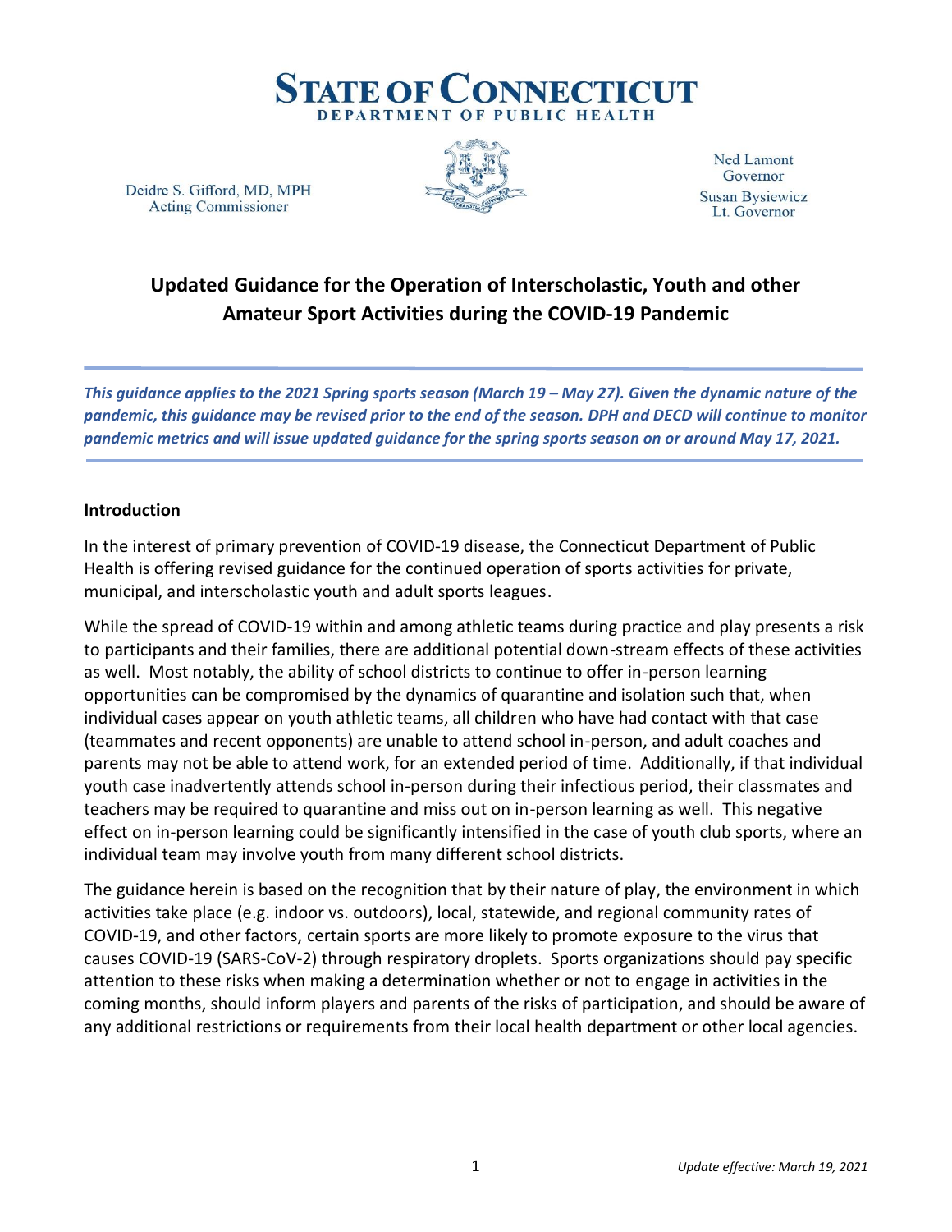# STATE OF CONNECTICUT
DEPARTMENT OF PUBLIC HEALTH

Deidre S. Gifford, MD, MPH
Acting Commissioner

Ned Lamont
Governor

Susan Bysiewicz
Lt. Governor

## Updated Guidance for the Operation of Interscholastic, Youth and other Amateur Sport Activities during the COVID-19 Pandemic

***This guidance applies to the 2021 Spring sports season (March 19 – May 27). Given the dynamic nature of the pandemic, this guidance may be revised prior to the end of the season. DPH and DECD will continue to monitor pandemic metrics and will issue updated guidance for the spring sports season on or around May 17, 2021.***

### Introduction

In the interest of primary prevention of COVID-19 disease, the Connecticut Department of Public Health is offering revised guidance for the continued operation of sports activities for private, municipal, and interscholastic youth and adult sports leagues.

While the spread of COVID-19 within and among athletic teams during practice and play presents a risk to participants and their families, there are additional potential down-stream effects of these activities as well. Most notably, the ability of school districts to continue to offer in-person learning opportunities can be compromised by the dynamics of quarantine and isolation such that, when individual cases appear on youth athletic teams, all children who have had contact with that case (teammates and recent opponents) are unable to attend school in-person, and adult coaches and parents may not be able to attend work, for an extended period of time. Additionally, if that individual youth case inadvertently attends school in-person during their infectious period, their classmates and teachers may be required to quarantine and miss out on in-person learning as well. This negative effect on in-person learning could be significantly intensified in the case of youth club sports, where an individual team may involve youth from many different school districts.

The guidance herein is based on the recognition that by their nature of play, the environment in which activities take place (e.g. indoor vs. outdoors), local, statewide, and regional community rates of COVID-19, and other factors, certain sports are more likely to promote exposure to the virus that causes COVID-19 (SARS-CoV-2) through respiratory droplets. Sports organizations should pay specific attention to these risks when making a determination whether or not to engage in activities in the coming months, should inform players and parents of the risks of participation, and should be aware of any additional restrictions or requirements from their local health department or other local agencies.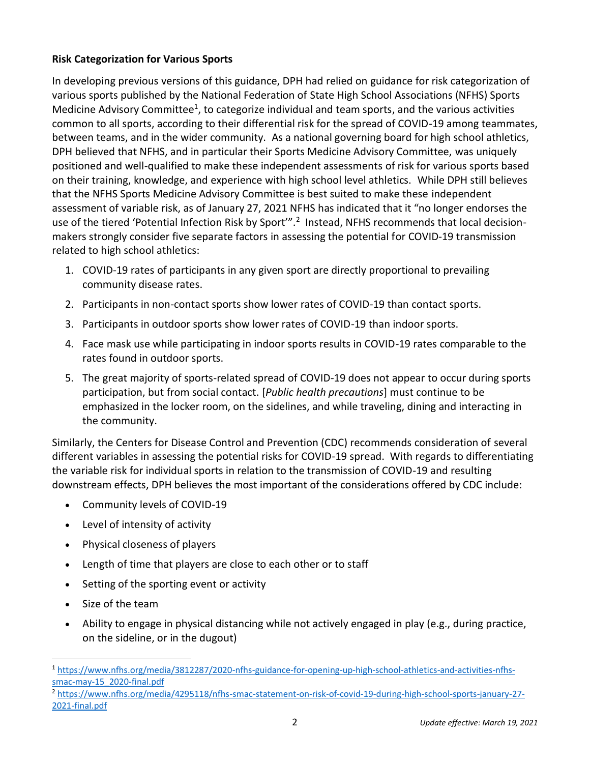**Risk Categorization for Various Sports**

In developing previous versions of this guidance, DPH had relied on guidance for risk categorization of various sports published by the National Federation of State High School Associations (NFHS) Sports Medicine Advisory Committee[1], to categorize individual and team sports, and the various activities common to all sports, according to their differential risk for the spread of COVID-19 among teammates, between teams, and in the wider community. As a national governing board for high school athletics, DPH believed that NFHS, and in particular their Sports Medicine Advisory Committee, was uniquely positioned and well-qualified to make these independent assessments of risk for various sports based on their training, knowledge, and experience with high school level athletics. While DPH still believes that the NFHS Sports Medicine Advisory Committee is best suited to make these independent assessment of variable risk, as of January 27, 2021 NFHS has indicated that it "no longer endorses the use of the tiered 'Potential Infection Risk by Sport'".[2] Instead, NFHS recommends that local decision-makers strongly consider five separate factors in assessing the potential for COVID-19 transmission related to high school athletics:

1. COVID-19 rates of participants in any given sport are directly proportional to prevailing community disease rates.
2. Participants in non-contact sports show lower rates of COVID-19 than contact sports.
3. Participants in outdoor sports show lower rates of COVID-19 than indoor sports.
4. Face mask use while participating in indoor sports results in COVID-19 rates comparable to the rates found in outdoor sports.
5. The great majority of sports-related spread of COVID-19 does not appear to occur during sports participation, but from social contact. [*Public health precautions*] must continue to be emphasized in the locker room, on the sidelines, and while traveling, dining and interacting in the community.

Similarly, the Centers for Disease Control and Prevention (CDC) recommends consideration of several different variables in assessing the potential risks for COVID-19 spread. With regards to differentiating the variable risk for individual sports in relation to the transmission of COVID-19 and resulting downstream effects, DPH believes the most important of the considerations offered by CDC include:

- Community levels of COVID-19
- Level of intensity of activity
- Physical closeness of players
- Length of time that players are close to each other or to staff
- Setting of the sporting event or activity
- Size of the team
- Ability to engage in physical distancing while not actively engaged in play (e.g., during practice, on the sideline, or in the dugout)

[1] https://www.nfhs.org/media/3812287/2020-nfhs-guidance-for-opening-up-high-school-athletics-and-activities-nfhs-smac-may-15_2020-final.pdf

[2] https://www.nfhs.org/media/4295118/nfhs-smac-statement-on-risk-of-covid-19-during-high-school-sports-january-27-2021-final.pdf

*Update effective: March 19, 2021*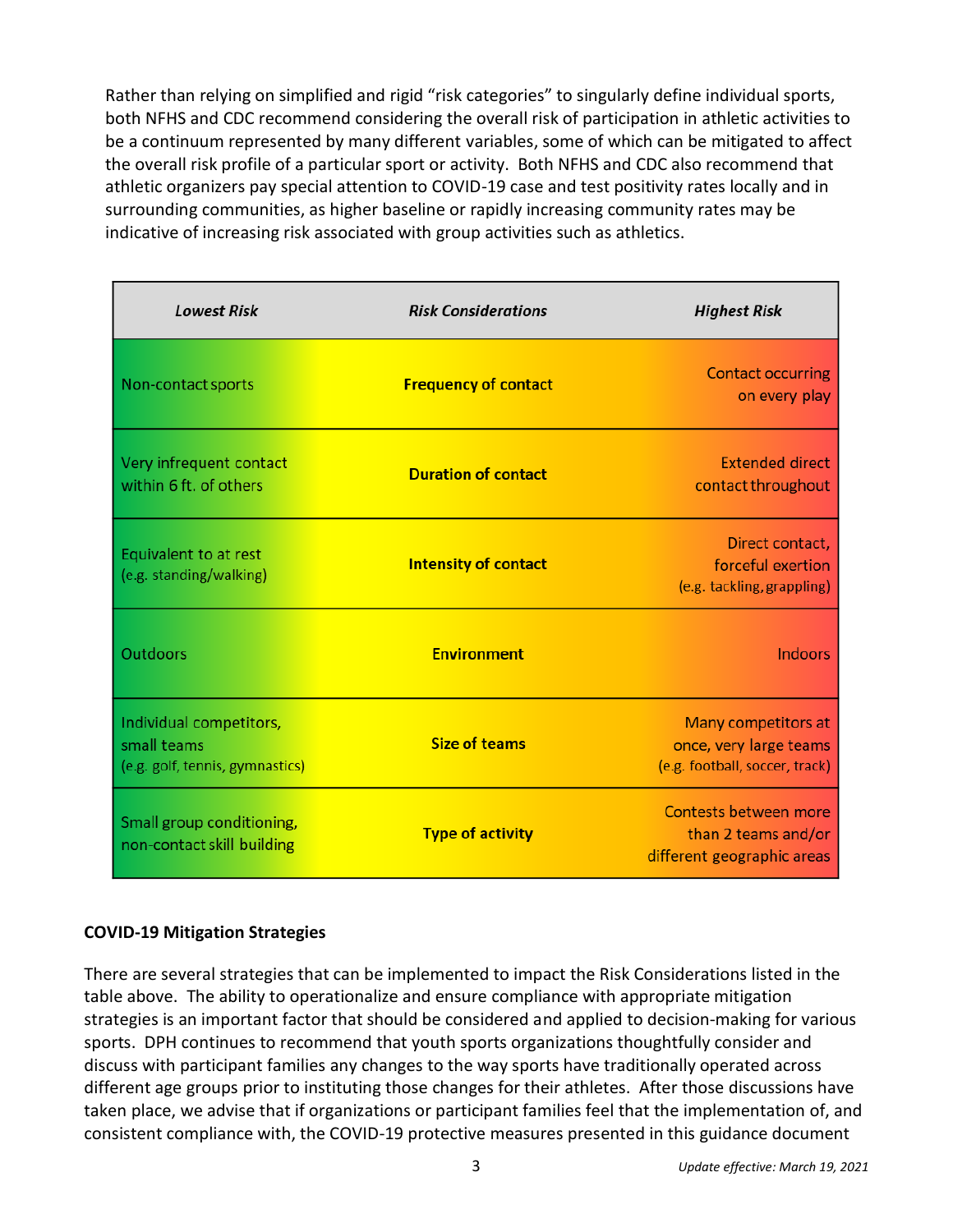Rather than relying on simplified and rigid "risk categories" to singularly define individual sports, both NFHS and CDC recommend considering the overall risk of participation in athletic activities to be a continuum represented by many different variables, some of which can be mitigated to affect the overall risk profile of a particular sport or activity. Both NFHS and CDC also recommend that athletic organizers pay special attention to COVID-19 case and test positivity rates locally and in surrounding communities, as higher baseline or rapidly increasing community rates may be indicative of increasing risk associated with group activities such as athletics.

| *Lowest Risk* | *Risk Considerations* | *Highest Risk* |
|---|---|---|
| Non-contact sports | **Frequency of contact** | Contact occurring on every play |
| Very infrequent contact within 6 ft. of others | **Duration of contact** | Extended direct contact throughout |
| Equivalent to at rest (e.g. standing/walking) | **Intensity of contact** | Direct contact, forceful exertion (e.g. tackling, grappling) |
| Outdoors | **Environment** | Indoors |
| Individual competitors, small teams (e.g. golf, tennis, gymnastics) | **Size of teams** | Many competitors at once, very large teams (e.g. football, soccer, track) |
| Small group conditioning, non-contact skill building | **Type of activity** | Contests between more than 2 teams and/or different geographic areas |

### COVID-19 Mitigation Strategies

There are several strategies that can be implemented to impact the Risk Considerations listed in the table above. The ability to operationalize and ensure compliance with appropriate mitigation strategies is an important factor that should be considered and applied to decision-making for various sports. DPH continues to recommend that youth sports organizations thoughtfully consider and discuss with participant families any changes to the way sports have traditionally operated across different age groups prior to instituting those changes for their athletes. After those discussions have taken place, we advise that if organizations or participant families feel that the implementation of, and consistent compliance with, the COVID-19 protective measures presented in this guidance document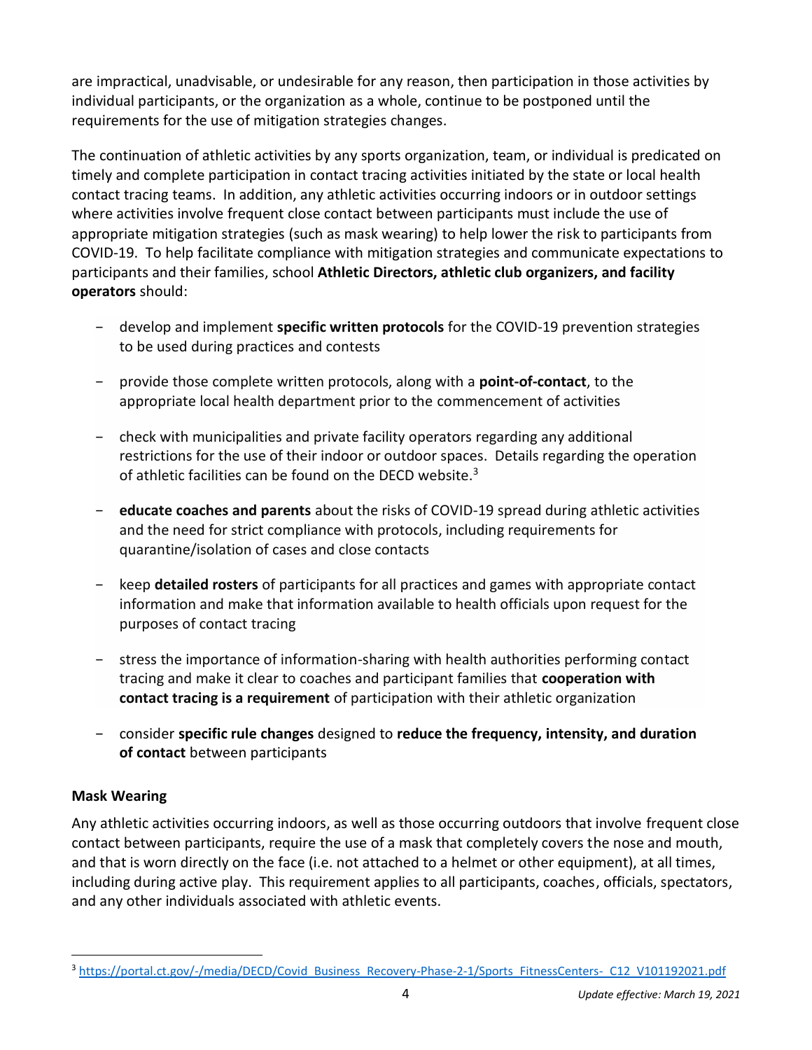are impractical, unadvisable, or undesirable for any reason, then participation in those activities by individual participants, or the organization as a whole, continue to be postponed until the requirements for the use of mitigation strategies changes.

The continuation of athletic activities by any sports organization, team, or individual is predicated on timely and complete participation in contact tracing activities initiated by the state or local health contact tracing teams. In addition, any athletic activities occurring indoors or in outdoor settings where activities involve frequent close contact between participants must include the use of appropriate mitigation strategies (such as mask wearing) to help lower the risk to participants from COVID-19. To help facilitate compliance with mitigation strategies and communicate expectations to participants and their families, school **Athletic Directors, athletic club organizers, and facility operators** should:

- develop and implement **specific written protocols** for the COVID-19 prevention strategies to be used during practices and contests
- provide those complete written protocols, along with a **point-of-contact**, to the appropriate local health department prior to the commencement of activities
- check with municipalities and private facility operators regarding any additional restrictions for the use of their indoor or outdoor spaces. Details regarding the operation of athletic facilities can be found on the DECD website.[3]
- **educate coaches and parents** about the risks of COVID-19 spread during athletic activities and the need for strict compliance with protocols, including requirements for quarantine/isolation of cases and close contacts
- keep **detailed rosters** of participants for all practices and games with appropriate contact information and make that information available to health officials upon request for the purposes of contact tracing
- stress the importance of information-sharing with health authorities performing contact tracing and make it clear to coaches and participant families that **cooperation with contact tracing is a requirement** of participation with their athletic organization
- consider **specific rule changes** designed to **reduce the frequency, intensity, and duration of contact** between participants

**Mask Wearing**

Any athletic activities occurring indoors, as well as those occurring outdoors that involve frequent close contact between participants, require the use of a mask that completely covers the nose and mouth, and that is worn directly on the face (i.e. not attached to a helmet or other equipment), at all times, including during active play. This requirement applies to all participants, coaches, officials, spectators, and any other individuals associated with athletic events.

[3] https://portal.ct.gov/-/media/DECD/Covid_Business_Recovery-Phase-2-1/Sports_FitnessCenters-_C12_V101192021.pdf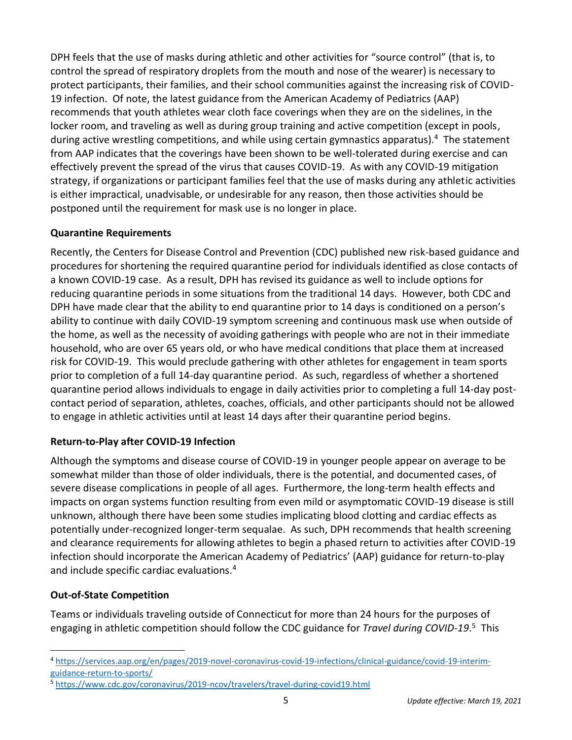DPH feels that the use of masks during athletic and other activities for "source control" (that is, to control the spread of respiratory droplets from the mouth and nose of the wearer) is necessary to protect participants, their families, and their school communities against the increasing risk of COVID-19 infection. Of note, the latest guidance from the American Academy of Pediatrics (AAP) recommends that youth athletes wear cloth face coverings when they are on the sidelines, in the locker room, and traveling as well as during group training and active competition (except in pools, during active wrestling competitions, and while using certain gymnastics apparatus).[4] The statement from AAP indicates that the coverings have been shown to be well-tolerated during exercise and can effectively prevent the spread of the virus that causes COVID-19. As with any COVID-19 mitigation strategy, if organizations or participant families feel that the use of masks during any athletic activities is either impractical, unadvisable, or undesirable for any reason, then those activities should be postponed until the requirement for mask use is no longer in place.

**Quarantine Requirements**

Recently, the Centers for Disease Control and Prevention (CDC) published new risk-based guidance and procedures for shortening the required quarantine period for individuals identified as close contacts of a known COVID-19 case. As a result, DPH has revised its guidance as well to include options for reducing quarantine periods in some situations from the traditional 14 days. However, both CDC and DPH have made clear that the ability to end quarantine prior to 14 days is conditioned on a person's ability to continue with daily COVID-19 symptom screening and continuous mask use when outside of the home, as well as the necessity of avoiding gatherings with people who are not in their immediate household, who are over 65 years old, or who have medical conditions that place them at increased risk for COVID-19. This would preclude gathering with other athletes for engagement in team sports prior to completion of a full 14-day quarantine period. As such, regardless of whether a shortened quarantine period allows individuals to engage in daily activities prior to completing a full 14-day post-contact period of separation, athletes, coaches, officials, and other participants should not be allowed to engage in athletic activities until at least 14 days after their quarantine period begins.

**Return-to-Play after COVID-19 Infection**

Although the symptoms and disease course of COVID-19 in younger people appear on average to be somewhat milder than those of older individuals, there is the potential, and documented cases, of severe disease complications in people of all ages. Furthermore, the long-term health effects and impacts on organ systems function resulting from even mild or asymptomatic COVID-19 disease is still unknown, although there have been some studies implicating blood clotting and cardiac effects as potentially under-recognized longer-term sequalae. As such, DPH recommends that health screening and clearance requirements for allowing athletes to begin a phased return to activities after COVID-19 infection should incorporate the American Academy of Pediatrics' (AAP) guidance for return-to-play and include specific cardiac evaluations.[4]

**Out-of-State Competition**

Teams or individuals traveling outside of Connecticut for more than 24 hours for the purposes of engaging in athletic competition should follow the CDC guidance for *Travel during COVID-19*.[5] This

[4] https://services.aap.org/en/pages/2019-novel-coronavirus-covid-19-infections/clinical-guidance/covid-19-interim-guidance-return-to-sports/

[5] https://www.cdc.gov/coronavirus/2019-ncov/travelers/travel-during-covid19.html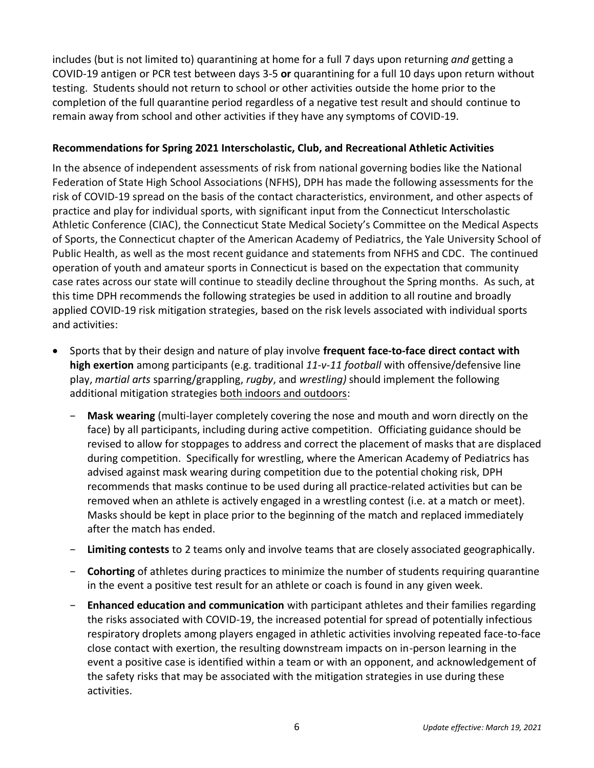includes (but is not limited to) quarantining at home for a full 7 days upon returning *and* getting a COVID-19 antigen or PCR test between days 3-5 **or** quarantining for a full 10 days upon return without testing. Students should not return to school or other activities outside the home prior to the completion of the full quarantine period regardless of a negative test result and should continue to remain away from school and other activities if they have any symptoms of COVID-19.

**Recommendations for Spring 2021 Interscholastic, Club, and Recreational Athletic Activities**

In the absence of independent assessments of risk from national governing bodies like the National Federation of State High School Associations (NFHS), DPH has made the following assessments for the risk of COVID-19 spread on the basis of the contact characteristics, environment, and other aspects of practice and play for individual sports, with significant input from the Connecticut Interscholastic Athletic Conference (CIAC), the Connecticut State Medical Society's Committee on the Medical Aspects of Sports, the Connecticut chapter of the American Academy of Pediatrics, the Yale University School of Public Health, as well as the most recent guidance and statements from NFHS and CDC. The continued operation of youth and amateur sports in Connecticut is based on the expectation that community case rates across our state will continue to steadily decline throughout the Spring months. As such, at this time DPH recommends the following strategies be used in addition to all routine and broadly applied COVID-19 risk mitigation strategies, based on the risk levels associated with individual sports and activities:

- Sports that by their design and nature of play involve **frequent face-to-face direct contact with high exertion** among participants (e.g. traditional *11-v-11 football* with offensive/defensive line play, *martial arts* sparring/grappling, *rugby*, and *wrestling)* should implement the following additional mitigation strategies <u>both indoors and outdoors</u>:
  - **Mask wearing** (multi-layer completely covering the nose and mouth and worn directly on the face) by all participants, including during active competition. Officiating guidance should be revised to allow for stoppages to address and correct the placement of masks that are displaced during competition. Specifically for wrestling, where the American Academy of Pediatrics has advised against mask wearing during competition due to the potential choking risk, DPH recommends that masks continue to be used during all practice-related activities but can be removed when an athlete is actively engaged in a wrestling contest (i.e. at a match or meet). Masks should be kept in place prior to the beginning of the match and replaced immediately after the match has ended.
  - **Limiting contests** to 2 teams only and involve teams that are closely associated geographically.
  - **Cohorting** of athletes during practices to minimize the number of students requiring quarantine in the event a positive test result for an athlete or coach is found in any given week.
  - **Enhanced education and communication** with participant athletes and their families regarding the risks associated with COVID-19, the increased potential for spread of potentially infectious respiratory droplets among players engaged in athletic activities involving repeated face-to-face close contact with exertion, the resulting downstream impacts on in-person learning in the event a positive case is identified within a team or with an opponent, and acknowledgement of the safety risks that may be associated with the mitigation strategies in use during these activities.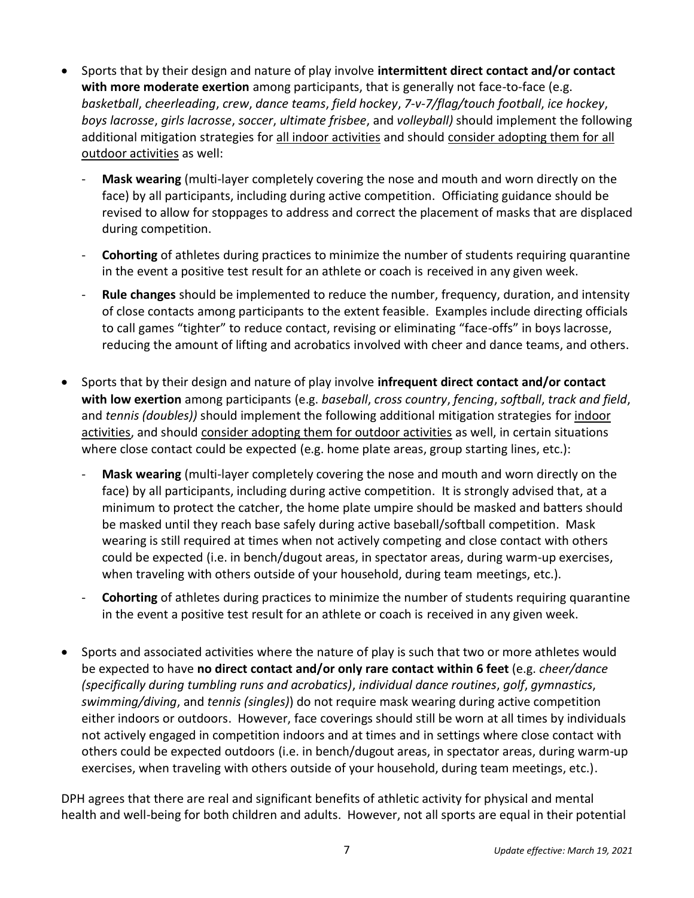- Sports that by their design and nature of play involve **intermittent direct contact and/or contact with more moderate exertion** among participants, that is generally not face-to-face (e.g. *basketball*, *cheerleading*, *crew*, *dance teams*, *field hockey*, *7-v-7/flag/touch football*, *ice hockey*, *boys lacrosse*, *girls lacrosse*, *soccer*, *ultimate frisbee*, and *volleyball)* should implement the following additional mitigation strategies for <u>all indoor activities</u> and should <u>consider adopting them for all outdoor activities</u> as well:
  - **Mask wearing** (multi-layer completely covering the nose and mouth and worn directly on the face) by all participants, including during active competition. Officiating guidance should be revised to allow for stoppages to address and correct the placement of masks that are displaced during competition.
  - **Cohorting** of athletes during practices to minimize the number of students requiring quarantine in the event a positive test result for an athlete or coach is received in any given week.
  - **Rule changes** should be implemented to reduce the number, frequency, duration, and intensity of close contacts among participants to the extent feasible. Examples include directing officials to call games "tighter" to reduce contact, revising or eliminating "face-offs" in boys lacrosse, reducing the amount of lifting and acrobatics involved with cheer and dance teams, and others.

- Sports that by their design and nature of play involve **infrequent direct contact and/or contact with low exertion** among participants (e.g. *baseball*, *cross country*, *fencing*, *softball*, *track and field*, and *tennis (doubles))* should implement the following additional mitigation strategies for <u>indoor activities</u>, and should <u>consider adopting them for outdoor activities</u> as well, in certain situations where close contact could be expected (e.g. home plate areas, group starting lines, etc.):
  - **Mask wearing** (multi-layer completely covering the nose and mouth and worn directly on the face) by all participants, including during active competition. It is strongly advised that, at a minimum to protect the catcher, the home plate umpire should be masked and batters should be masked until they reach base safely during active baseball/softball competition. Mask wearing is still required at times when not actively competing and close contact with others could be expected (i.e. in bench/dugout areas, in spectator areas, during warm-up exercises, when traveling with others outside of your household, during team meetings, etc.).
  - **Cohorting** of athletes during practices to minimize the number of students requiring quarantine in the event a positive test result for an athlete or coach is received in any given week.

- Sports and associated activities where the nature of play is such that two or more athletes would be expected to have **no direct contact and/or only rare contact within 6 feet** (e.g. *cheer/dance (specifically during tumbling runs and acrobatics)*, *individual dance routines*, *golf*, *gymnastics*, *swimming/diving*, and *tennis (singles)*) do not require mask wearing during active competition either indoors or outdoors. However, face coverings should still be worn at all times by individuals not actively engaged in competition indoors and at times and in settings where close contact with others could be expected outdoors (i.e. in bench/dugout areas, in spectator areas, during warm-up exercises, when traveling with others outside of your household, during team meetings, etc.).

DPH agrees that there are real and significant benefits of athletic activity for physical and mental health and well-being for both children and adults. However, not all sports are equal in their potential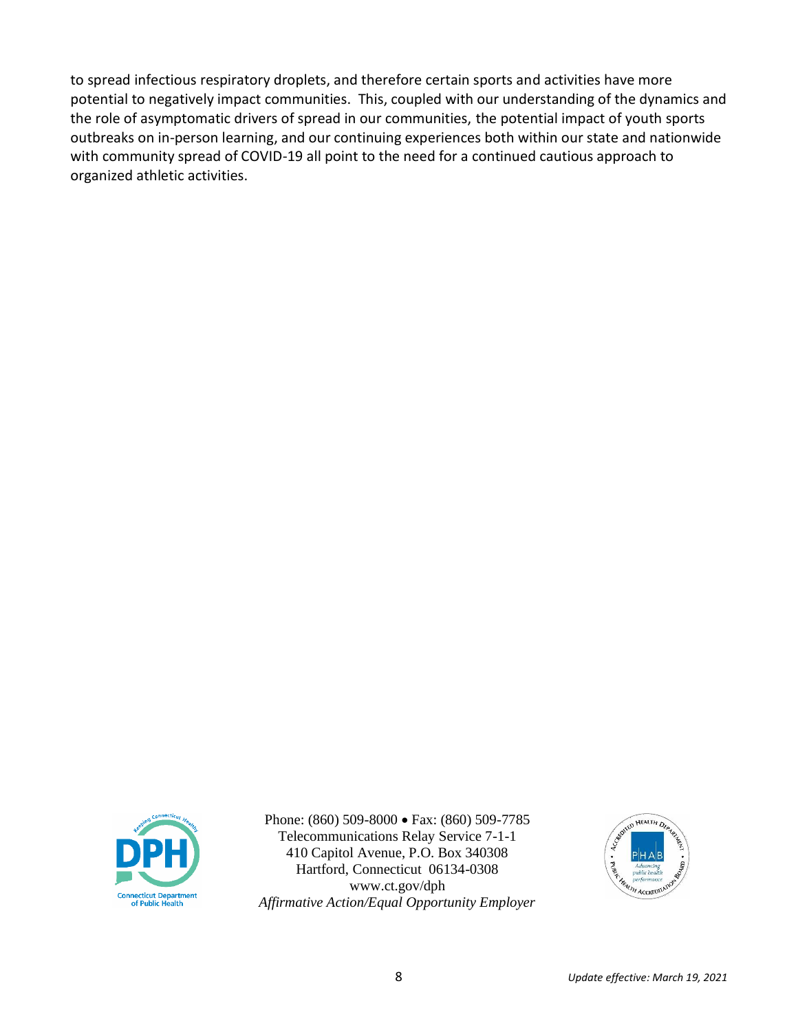to spread infectious respiratory droplets, and therefore certain sports and activities have more potential to negatively impact communities. This, coupled with our understanding of the dynamics and the role of asymptomatic drivers of spread in our communities, the potential impact of youth sports outbreaks on in-person learning, and our continuing experiences both within our state and nationwide with community spread of COVID-19 all point to the need for a continued cautious approach to organized athletic activities.

Phone: (860) 509-8000 • Fax: (860) 509-7785
Telecommunications Relay Service 7-1-1
410 Capitol Avenue, P.O. Box 340308
Hartford, Connecticut 06134-0308
www.ct.gov/dph
*Affirmative Action/Equal Opportunity Employer*